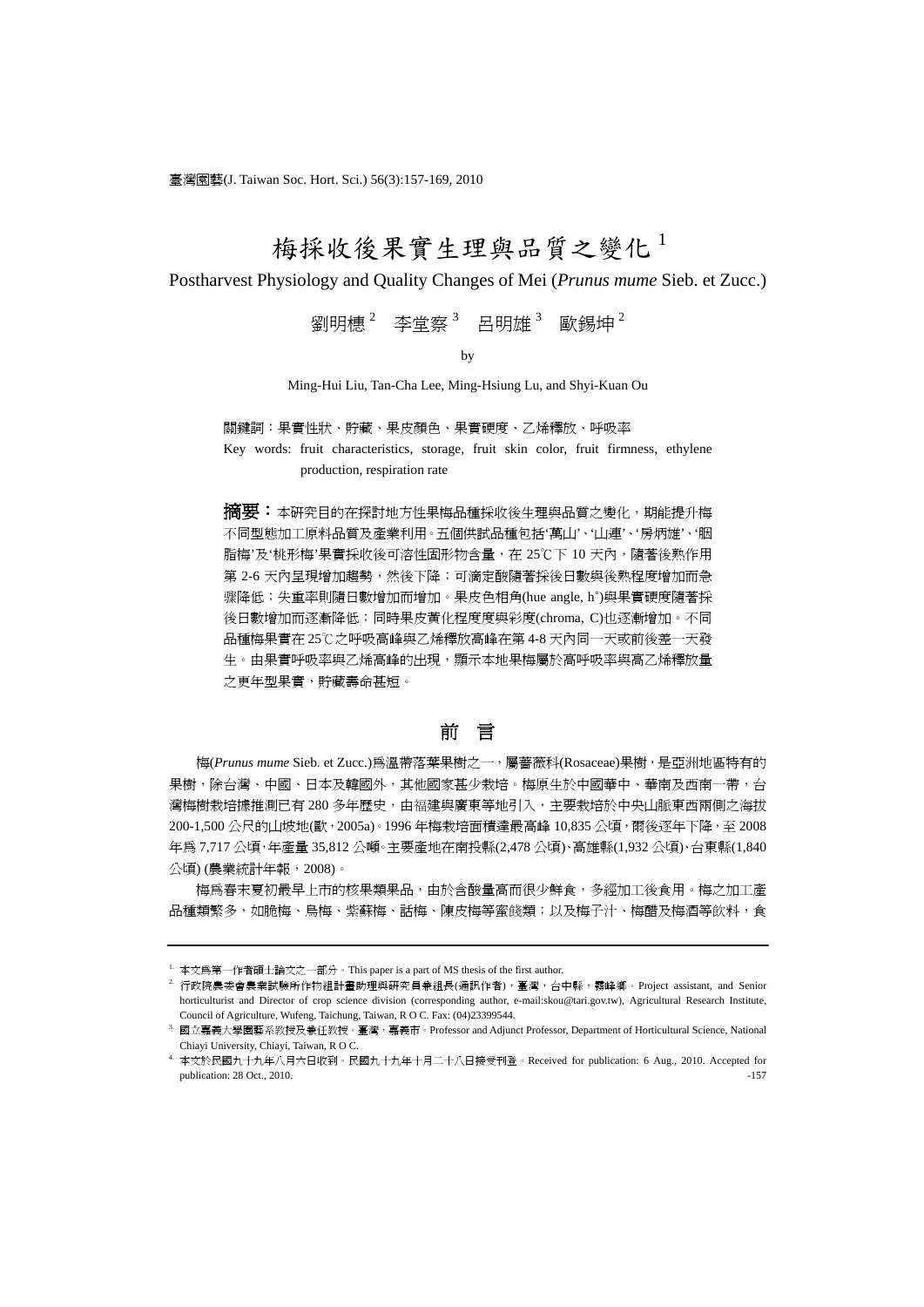# 梅採收後果實生理與品質之變化[1]

## Postharvest Physiology and Quality Changes of Mei (*Prunus mume* Sieb. et Zucc.)

劉明槵[2]　李堂察[3]　呂明雄[3]　歐錫坤[2]

by

Ming-Hui Liu, Tan-Cha Lee, Ming-Hsiung Lu, and Shyi-Kuan Ou

關鍵詞：果實性狀、貯藏、果皮顏色、果實硬度、乙烯釋放、呼吸率

Key words: fruit characteristics, storage, fruit skin color, fruit firmness, ethylene production, respiration rate

**摘要：** 本研究目的在探討地方性果梅品種採收後生理與品質之變化，期能提升梅不同型態加工原料品質及產業利用。五個供試品種包括'萬山'、'山連'、'房炳雄'、'胭脂梅'及'桃形梅'果實採收後可溶性固形物含量，在 25℃下 10 天內，隨著後熟作用第 2-6 天內呈現增加趨勢，然後下降；可滴定酸隨著採後日數與後熟程度增加而急驟降低；失重率則隨日數增加而增加。果皮色相角(hue angle, h°)與果實硬度隨著採後日數增加而逐漸降低；同時果皮黃化程度度與彩度(chroma, C)也逐漸增加。不同品種梅果實在 25℃之呼吸高峰與乙烯釋放高峰在第 4-8 天內同一天或前後差一天發生。由果實呼吸率與乙烯高峰的出現，顯示本地果梅屬於高呼吸率與高乙烯釋放量之更年型果實，貯藏壽命甚短。

## 前　言

梅(*Prunus mume* Sieb. et Zucc.)為溫帶落葉果樹之一，屬薔薇科(Rosaceae)果樹，是亞洲地區特有的果樹，除台灣、中國、日本及韓國外，其他國家甚少栽培。梅原生於中國華中、華南及西南一帶，台灣梅樹栽培據推測已有 280 多年歷史，由福建與廣東等地引入，主要栽培於中央山脈東西兩側之海拔 200-1,500 公尺的山坡地(歐，2005a)。1996 年梅栽培面積達最高峰 10,835 公頃，爾後逐年下降，至 2008 年為 7,717 公頃，年產量 35,812 公噸。主要產地在南投縣(2,478 公頃)、高雄縣(1,932 公頃)、台東縣(1,840 公頃) (農業統計年報，2008)。

梅為春末夏初最早上市的核果類果品，由於含酸量高而很少鮮食，多經加工後食用。梅之加工產品種類繁多，如脆梅、烏梅、紫蘇梅、話梅、陳皮梅等蜜餞類；以及梅子汁、梅醋及梅酒等飲料，食

---

[1] 本文為第一作者碩士論文之一部分。This paper is a part of MS thesis of the first author.

[2] 行政院農委會農業試驗所作物組計畫助理與研究員兼組長(通訊作者)，臺灣，台中縣，霧峰鄉。Project assistant, and Senior horticulturist and Director of crop science division (corresponding author, e-mail:skou@tari.gov.tw), Agricultural Research Institute, Council of Agriculture, Wufeng, Taichung, Taiwan, R O C. Fax: (04)23399544.

[3] 國立嘉義大學園藝系教授及兼任教授，臺灣，嘉義市。Professor and Adjunct Professor, Department of Horticultural Science, National Chiayi University, Chiayi, Taiwan, R O C.

[4] 本文於民國九十九年八月六日收到。民國九十九年十月二十八日接受刊登。Received for publication: 6 Aug., 2010. Accepted for publication: 28 Oct., 2010.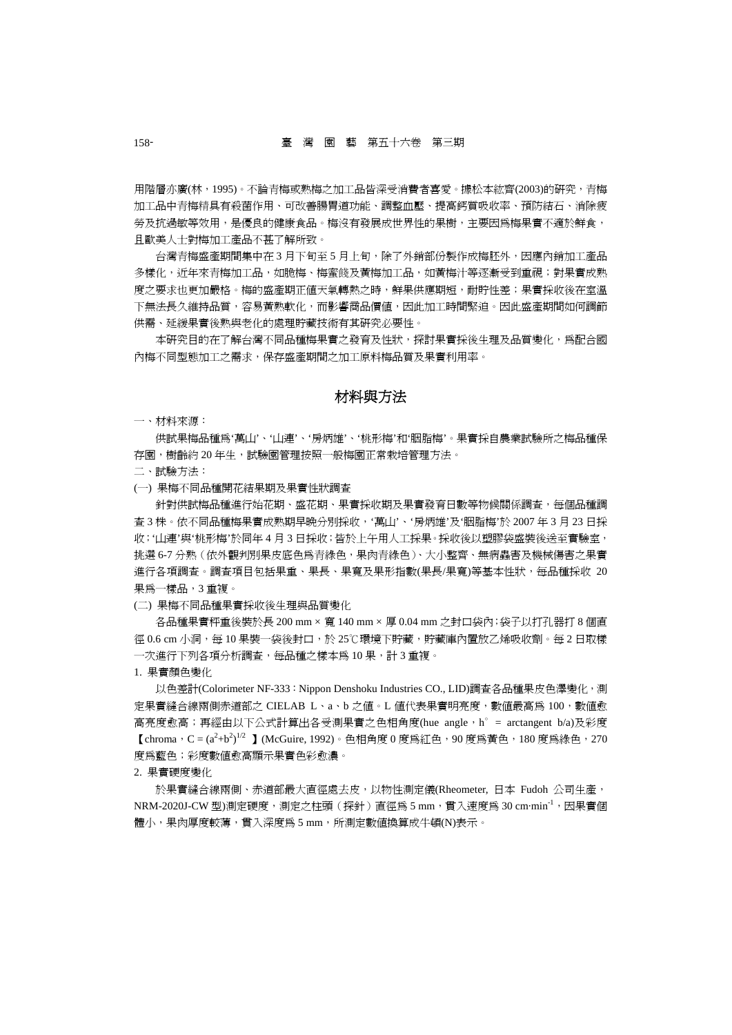用階層亦廣(林，1995)。不論青梅或熟梅之加工品皆深受消費者喜愛。據松本紘齊(2003)的研究，青梅加工品中青梅精具有殺菌作用、可改善腸胃道功能、調整血壓、提高鈣質吸收率、預防結石、消除疲勞及抗過敏等效用，是優良的健康食品。梅沒有發展成世界性的果樹，主要因為梅果實不適於鮮食，且歐美人士對梅加工產品不甚了解所致。

台灣青梅盛產期間集中在 3 月下旬至 5 月上旬，除了外銷部份製作成梅胚外，因應內銷加工產品多樣化，近年來青梅加工品，如脆梅、梅蜜餞及黃梅加工品，如黃梅汁等逐漸受到重視；對果實成熟度之要求也更加嚴格。梅的盛產期正值天氣轉熱之時，鮮果供應期短，耐貯性差；果實採收後在室溫下無法長久維持品質，容易黃熟軟化，而影響商品價值，因此加工時間緊迫。因此盛產期間如何調節供需、延緩果實後熟與老化的處理貯藏技術有其研究必要性。

本研究目的在了解台灣不同品種梅果實之發育及性狀，探討果實採後生理及品質變化，為配合國內梅不同型態加工之需求，保存盛產期間之加工原料梅品質及果實利用率。

## 材料與方法

一、材料來源：

供試果梅品種為'萬山'、'山連'、'房炳雄'、'桃形梅'和'胭脂梅'。果實採自農業試驗所之梅品種保存園，樹齡約 20 年生，試驗園管理按照一般梅園正常栽培管理方法。

二、試驗方法：

(一) 果梅不同品種開花結果期及果實性狀調查

針對供試梅品種進行始花期、盛花期、果實採收期及果實發育日數等物候關係調查，每個品種調查 3 株。依不同品種梅果實成熟期早晚分別採收，'萬山'、'房炳雄'及'胭脂梅'於 2007 年 3 月 23 日採收；'山連'與'桃形梅'於同年 4 月 3 日採收；皆於上午用人工採果。採收後以塑膠袋盛裝後送至實驗室，挑選 6-7 分熟（依外觀判別果皮底色為青綠色，果肉青綠色）、大小整齊、無病蟲害及機械傷害之果實進行各項調查。調查項目包括果重、果長、果寬及果形指數(果長/果寬)等基本性狀，每品種採收 20 果為一樣品，3 重複。

(二) 果梅不同品種果實採收後生理與品質變化

各品種果實秤重後裝於長 200 mm × 寬 140 mm × 厚 0.04 mm 之封口袋內；袋子以打孔器打 8 個直徑 0.6 cm 小洞，每 10 果裝一袋後封口，於 25℃環境下貯藏，貯藏庫內置放乙烯吸收劑。每 2 日取樣一次進行下列各項分析調查，每品種之樣本為 10 果，計 3 重複。

1. 果實顏色變化

以色差計(Colorimeter NF-333：Nippon Denshoku Industries CO., LID)調查各品種果皮色澤變化，測定果實縫合線兩側赤道部之 CIELAB L、a、b 之值。L 值代表果實明亮度，數值最高為 100，數值愈高亮度愈高；再經由以下公式計算出各受測果實之色相角度(hue angle，h° = arctangent b/a)及彩度【chroma，$C = (a^2+b^2)^{1/2}$ 】(McGuire, 1992)。色相角度 0 度為紅色，90 度為黃色，180 度為綠色，270 度為藍色；彩度數值愈高顯示果實色彩愈濃。

2. 果實硬度變化

於果實縫合線兩側、赤道部最大直徑處去皮，以物性測定儀(Rheometer, 日本 Fudoh 公司生產，NRM-2020J-CW 型)測定硬度，測定之柱頭（探針）直徑為 5 mm，貫入速度為 30 cm·min$^{-1}$，因果實個體小，果肉厚度較薄，貫入深度為 5 mm，所測定數值換算成牛頓(N)表示。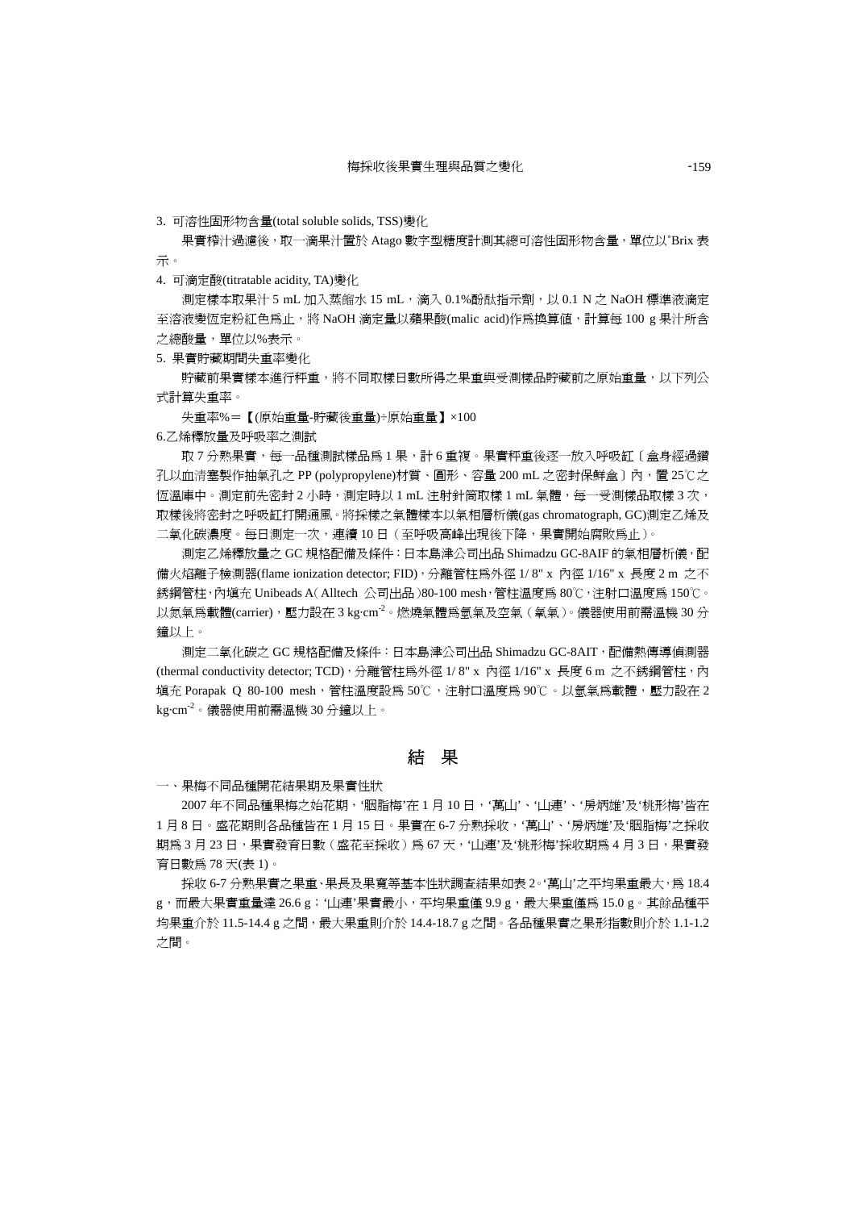3. 可溶性固形物含量(total soluble solids, TSS)變化

果實榨汁過濾後，取一滴果汁置於 Atago 數字型糖度計測其總可溶性固形物含量，單位以°Brix 表示。

4. 可滴定酸(titratable acidity, TA)變化

測定樣本取果汁 5 mL 加入蒸餾水 15 mL，滴入 0.1%酚酞指示劑，以 0.1 N 之 NaOH 標準液滴定至溶液變恆定粉紅色爲止，將 NaOH 滴定量以蘋果酸(malic acid)作爲換算值，計算每 100 g 果汁所含之總酸量，單位以%表示。

5. 果實貯藏期間失重率變化

貯藏前果實樣本進行秤重，將不同取樣日數所得之果重與受測樣品貯藏前之原始重量，以下列公式計算失重率。

失重率%＝【(原始重量-貯藏後重量)÷原始重量】×100

6.乙烯釋放量及呼吸率之測試

取 7 分熟果實，每一品種測試樣品爲 1 果，計 6 重複。果實秤重後逐一放入呼吸缸〔盒身經過鑽孔以血清塞製作抽氣孔之 PP (polypropylene)材質、圓形、容量 200 mL 之密封保鮮盒〕內，置 25℃之恆溫庫中。測定前先密封 2 小時，測定時以 1 mL 注射針筒取樣 1 mL 氣體，每一受測樣品取樣 3 次，取樣後將密封之呼吸缸打開通風。將採樣之氣體樣本以氣相層析儀(gas chromatograph, GC)測定乙烯及二氧化碳濃度。每日測定一次，連續 10 日（至呼吸高峰出現後下降，果實開始腐敗爲止）。

測定乙烯釋放量之 GC 規格配備及條件：日本島津公司出品 Shimadzu GC-8AIF 的氣相層析儀，配備火焰離子檢測器(flame ionization detector; FID)，分離管柱爲外徑 1/ 8" x 內徑 1/16" x 長度 2 m 之不銹鋼管柱，內塡充 Unibeads A（Alltech 公司出品）80-100 mesh，管柱溫度爲 80℃，注射口溫度爲 150℃。以氮氣爲載體(carrier)，壓力設在 3 kg·cm$^{-2}$。燃燒氣體爲氫氣及空氣（氧氣）。儀器使用前需溫機 30 分鐘以上。

測定二氧化碳之 GC 規格配備及條件：日本島津公司出品 Shimadzu GC-8AIT，配備熱傳導偵測器(thermal conductivity detector; TCD)，分離管柱爲外徑 1/ 8" x 內徑 1/16" x 長度 6 m 之不銹鋼管柱，內塡充 Porapak Q 80-100 mesh，管柱溫度設爲 50℃，注射口溫度爲 90℃。以氫氣爲載體，壓力設在 2 kg·cm$^{-2}$。儀器使用前需溫機 30 分鐘以上。

# 結 果

一、果梅不同品種開花結果期及果實性狀

2007 年不同品種果梅之始花期，‘胭脂梅’在 1 月 10 日，‘萬山’、‘山連’、‘房炳雄’及‘桃形梅’皆在 1 月 8 日。盛花期則各品種皆在 1 月 15 日。果實在 6-7 分熟採收，‘萬山’、‘房炳雄’及‘胭脂梅’之採收期爲 3 月 23 日，果實發育日數（盛花至採收）爲 67 天，‘山連’及‘桃形梅’採收期爲 4 月 3 日，果實發育日數爲 78 天(表 1)。

採收 6-7 分熟果實之果重、果長及果寬等基本性狀調查結果如表 2。‘萬山’之平均果重最大，爲 18.4 g，而最大果實重量達 26.6 g；‘山連’果實最小，平均果重僅 9.9 g，最大果重僅爲 15.0 g。其餘品種平均果重介於 11.5-14.4 g 之間，最大果重則介於 14.4-18.7 g 之間。各品種果實之果形指數則介於 1.1-1.2 之間。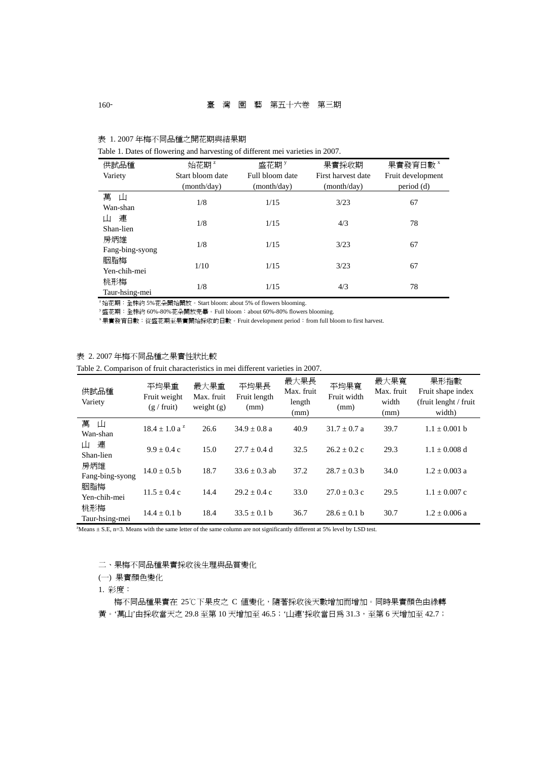表 1. 2007 年梅不同品種之開花期與結果期

Table 1. Dates of flowering and harvesting of different mei varieties in 2007.

| 供試品種 Variety | 始花期[z] Start bloom date (month/day) | 盛花期[y] Full bloom date (month/day) | 果實採收期 First harvest date (month/day) | 果實發育日數[x] Fruit development period (d) |
|---|---|---|---|---|
| 萬　山 Wan-shan | 1/8 | 1/15 | 3/23 | 67 |
| 山　連 Shan-lien | 1/8 | 1/15 | 4/3 | 78 |
| 房炳雄 Fang-bing-syong | 1/8 | 1/15 | 3/23 | 67 |
| 胭脂梅 Yen-chih-mei | 1/10 | 1/15 | 3/23 | 67 |
| 桃形梅 Taur-hsing-mei | 1/8 | 1/15 | 4/3 | 78 |

[z] 始花期：全株約 5%花朵開始開放。Start bloom: about 5% of flowers blooming.

[y] 盛花期：全株約 60%-80%花朵開放完畢。Full bloom：about 60%-80% flowers blooming.

[x] 果實發育日數：從盛花期至果實開始採收的日數。Fruit development period：from full bloom to first harvest.

表 2. 2007 年梅不同品種之果實性狀比較

Table 2. Comparison of fruit characteristics in mei different varieties in 2007.

| 供試品種 Variety | 平均果重 Fruit weight (g / fruit) | 最大果重 Max. fruit weight (g) | 平均果長 Fruit length (mm) | 最大果長 Max. fruit length (mm) | 平均果寬 Fruit width (mm) | 最大果寬 Max. fruit width (mm) | 果形指數 Fruit shape index (fruit lenght / fruit width) |
|---|---|---|---|---|---|---|---|
| 萬　山 Wan-shan | 18.4 ± 1.0 a [z] | 26.6 | 34.9 ± 0.8 a | 40.9 | 31.7 ± 0.7 a | 39.7 | 1.1 ± 0.001 b |
| 山　連 Shan-lien | 9.9 ± 0.4 c | 15.0 | 27.7 ± 0.4 d | 32.5 | 26.2 ± 0.2 c | 29.3 | 1.1 ± 0.008 d |
| 房炳雄 Fang-bing-syong | 14.0 ± 0.5 b | 18.7 | 33.6 ± 0.3 ab | 37.2 | 28.7 ± 0.3 b | 34.0 | 1.2 ± 0.003 a |
| 胭脂梅 Yen-chih-mei | 11.5 ± 0.4 c | 14.4 | 29.2 ± 0.4 c | 33.0 | 27.0 ± 0.3 c | 29.5 | 1.1 ± 0.007 c |
| 桃形梅 Taur-hsing-mei | 14.4 ± 0.1 b | 18.4 | 33.5 ± 0.1 b | 36.7 | 28.6 ± 0.1 b | 30.7 | 1.2 ± 0.006 a |

[z] Means ± S.E, n=3. Means with the same letter of the same column are not significantly different at 5% level by LSD test.

二、果梅不同品種果實採收後生理與品質變化

(一) 果實顏色變化

1. 彩度：

梅不同品種果實在 25℃下果皮之 C 值變化，隨著採收後天數增加而增加。同時果實顏色由綠轉黃。'萬山'由採收當天之 29.8 至第 10 天增加至 46.5；'山連'採收當日為 31.3，至第 6 天增加至 42.7；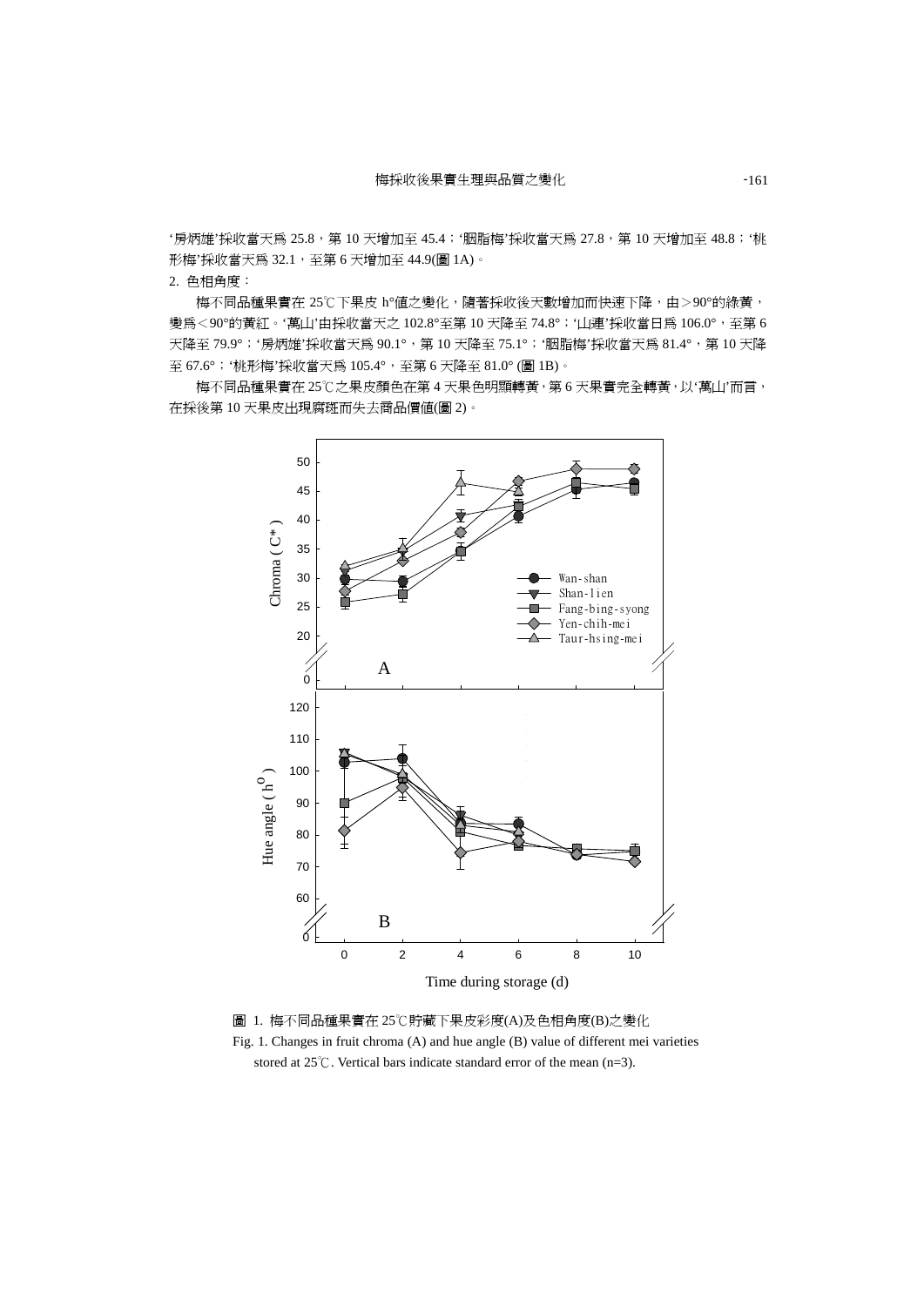'房炳雄'採收當天爲 25.8，第 10 天增加至 45.4；'胭脂梅'採收當天爲 27.8，第 10 天增加至 48.8；'桃形梅'採收當天爲 32.1，至第 6 天增加至 44.9(圖 1A)。

2. 色相角度：

梅不同品種果實在 25℃下果皮 h°值之變化，隨著採收後天數增加而快速下降，由＞90°的綠黃，變爲＜90°的黃紅。'萬山'由採收當天之 102.8°至第 10 天降至 74.8°；'山連'採收當日爲 106.0°，至第 6 天降至 79.9°；'房炳雄'採收當天爲 90.1°，第 10 天降至 75.1°；'胭脂梅'採收當天爲 81.4°，第 10 天降至 67.6°；'桃形梅'採收當天爲 105.4°，至第 6 天降至 81.0° (圖 1B)。

梅不同品種果實在 25℃之果皮顏色在第 4 天果色明顯轉黃，第 6 天果實完全轉黃，以'萬山'而言，在採後第 10 天果皮出現腐斑而失去商品價值(圖 2)。

圖 1. 梅不同品種果實在 25℃貯藏下果皮彩度(A)及色相角度(B)之變化

Fig. 1. Changes in fruit chroma (A) and hue angle (B) value of different mei varieties stored at 25℃. Vertical bars indicate standard error of the mean (n=3).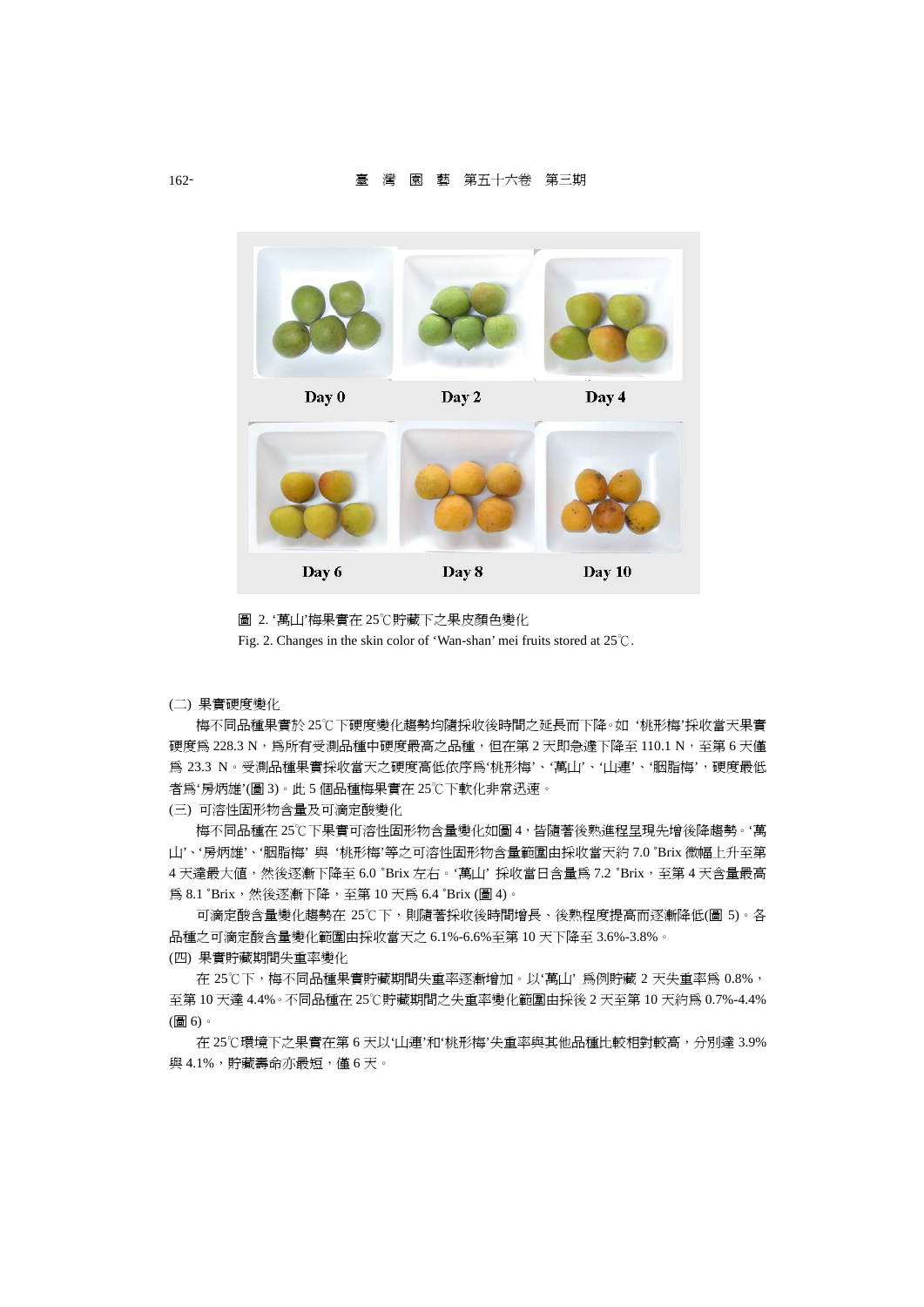Day 0 Day 2 Day 4

Day 6 Day 8 Day 10

圖 2. ‘萬山’梅果實在 25℃貯藏下之果皮顏色變化

Fig. 2. Changes in the skin color of ‘Wan-shan’ mei fruits stored at 25℃.

(二) 果實硬度變化

梅不同品種果實於 25℃下硬度變化趨勢均隨採收後時間之延長而下降。如 ‘桃形梅’採收當天果實硬度爲 228.3 N，爲所有受測品種中硬度最高之品種，但在第 2 天即急遽下降至 110.1 N，至第 6 天僅爲 23.3 N。受測品種果實採收當天之硬度高低依序爲‘桃形梅’、‘萬山’、‘山連’、‘胭脂梅’，硬度最低者爲‘房炳雄’(圖 3)。此 5 個品種梅果實在 25℃下軟化非常迅速。

(三) 可溶性固形物含量及可滴定酸變化

梅不同品種在 25℃下果實可溶性固形物含量變化如圖 4，皆隨著後熟進程呈現先增後降趨勢。‘萬山’、‘房炳雄’、‘胭脂梅’ 與 ‘桃形梅’等之可溶性固形物含量範圍由採收當天約 7.0 °Brix 微幅上升至第 4 天達最大值，然後逐漸下降至 6.0 °Brix 左右。‘萬山’ 採收當日含量爲 7.2 °Brix，至第 4 天含量最高爲 8.1 °Brix，然後逐漸下降，至第 10 天爲 6.4 °Brix (圖 4)。

可滴定酸含量變化趨勢在 25℃下，則隨著採收後時間增長、後熟程度提高而逐漸降低(圖 5)。各品種之可滴定酸含量變化範圍由採收當天之 6.1%-6.6%至第 10 天下降至 3.6%-3.8%。

(四) 果實貯藏期間失重率變化

在 25℃下，梅不同品種果實貯藏期間失重率逐漸增加。以‘萬山’ 爲例貯藏 2 天失重率爲 0.8%，至第 10 天達 4.4%。不同品種在 25℃貯藏期間之失重率變化範圍由採後 2 天至第 10 天約爲 0.7%-4.4% (圖 6)。

在 25℃環境下之果實在第 6 天以‘山連’和‘桃形梅’失重率與其他品種比較相對較高，分別達 3.9% 與 4.1%，貯藏壽命亦最短，僅 6 天。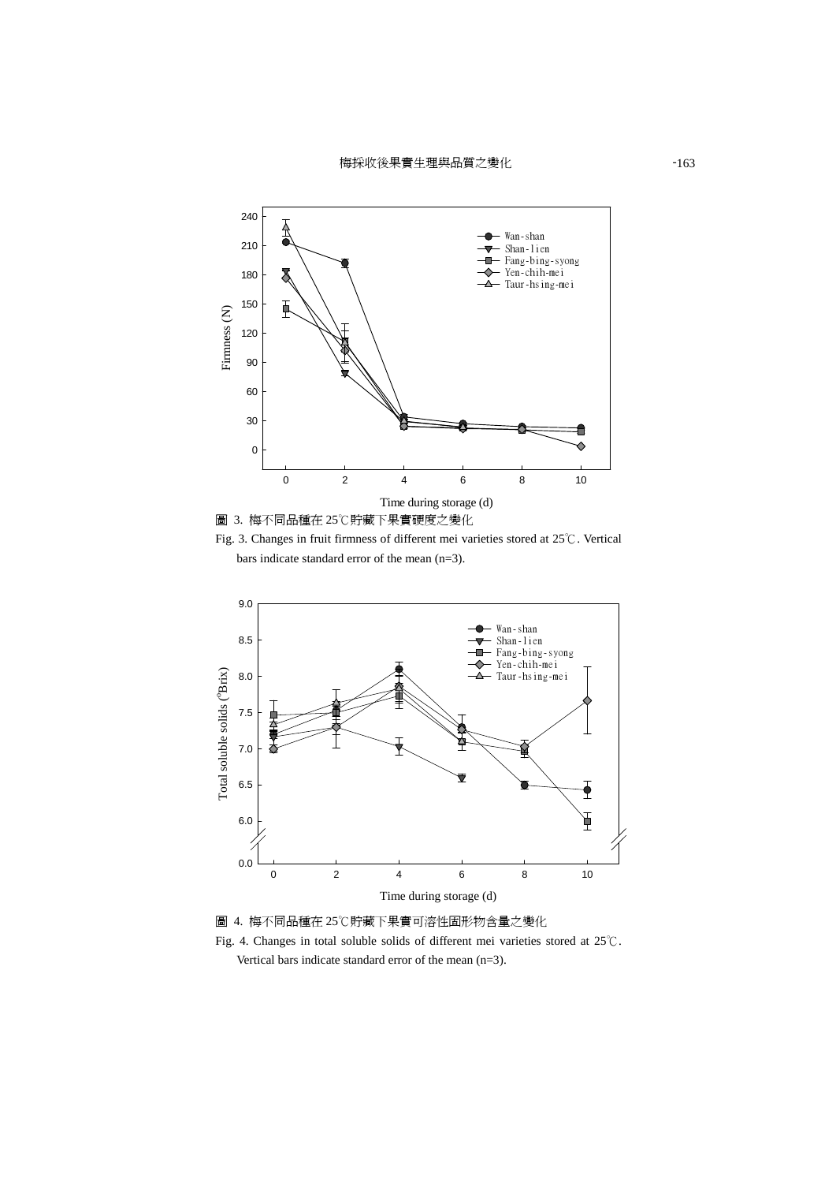圖 3. 梅不同品種在 25℃貯藏下果實硬度之變化

Fig. 3. Changes in fruit firmness of different mei varieties stored at 25℃. Vertical bars indicate standard error of the mean (n=3).

圖 4. 梅不同品種在 25℃貯藏下果實可溶性固形物含量之變化

Fig. 4. Changes in total soluble solids of different mei varieties stored at 25℃. Vertical bars indicate standard error of the mean (n=3).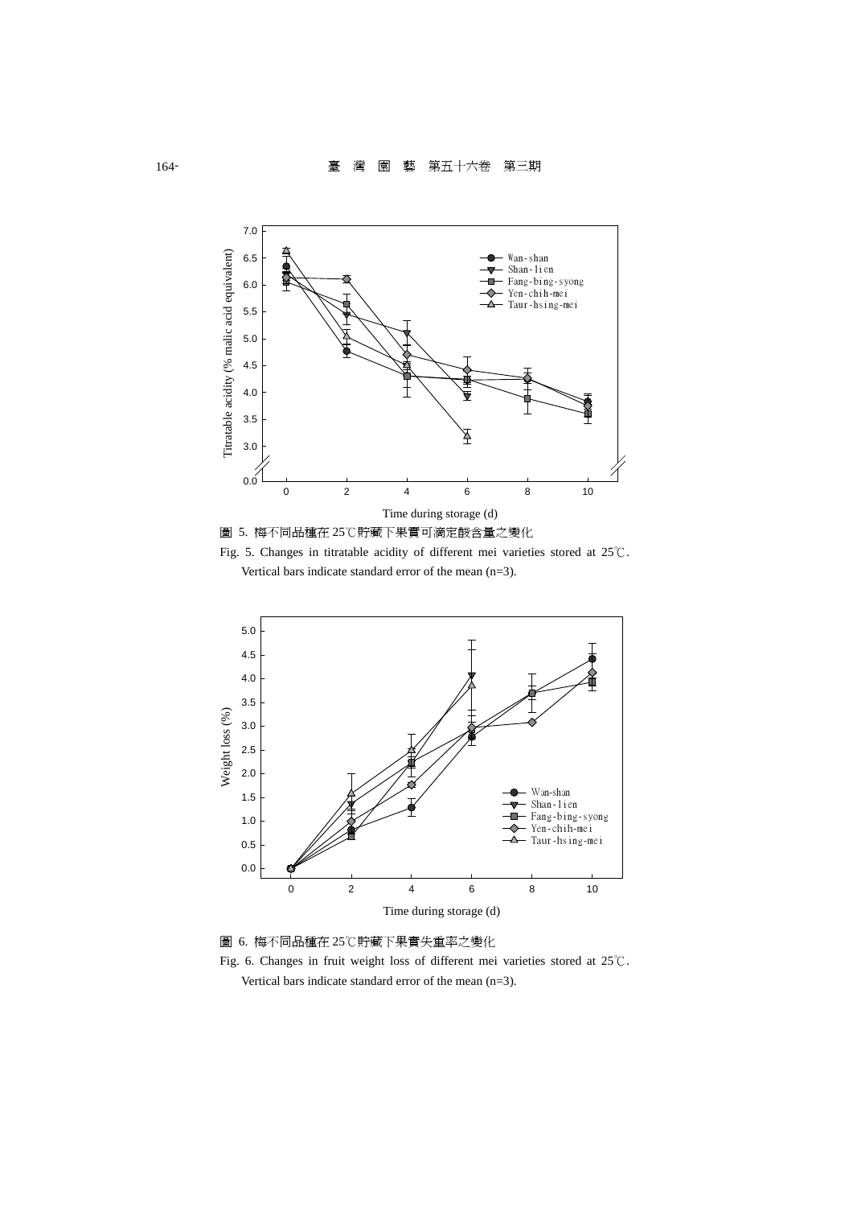圖 5. 梅不同品種在 25℃貯藏下果實可滴定酸含量之變化

Fig. 5. Changes in titratable acidity of different mei varieties stored at 25℃. Vertical bars indicate standard error of the mean (n=3).

圖 6. 梅不同品種在 25℃貯藏下果實失重率之變化

Fig. 6. Changes in fruit weight loss of different mei varieties stored at 25℃. Vertical bars indicate standard error of the mean (n=3).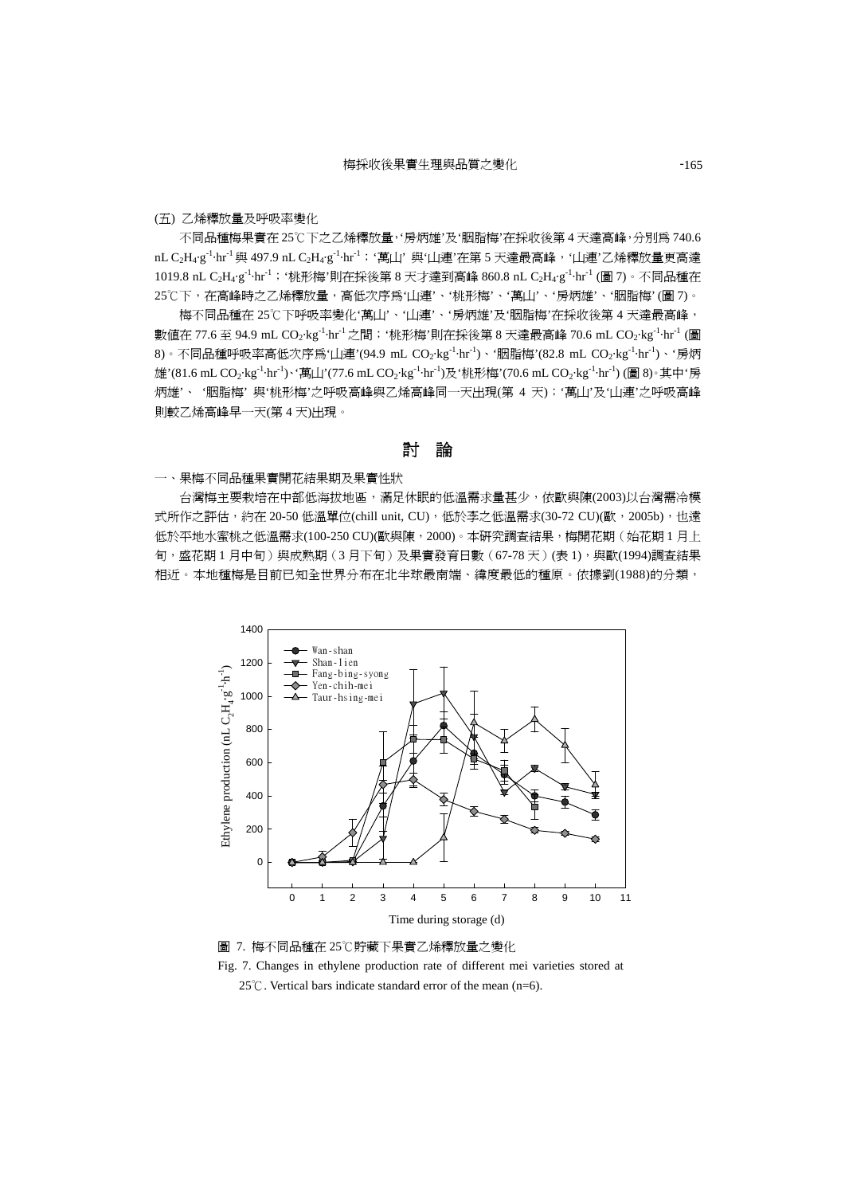(五) 乙烯釋放量及呼吸率變化

不同品種梅果實在 25℃下之乙烯釋放量，'房炳雄'及'胭脂梅'在採收後第 4 天達高峰，分別為 740.6 nL $C_2H_4 \cdot g^{-1} \cdot hr^{-1}$ 與 497.9 nL $C_2H_4 \cdot g^{-1} \cdot hr^{-1}$；'萬山' 與'山連'在第 5 天達最高峰，'山連'乙烯釋放量更高達 1019.8 nL $C_2H_4 \cdot g^{-1} \cdot hr^{-1}$；'桃形梅'則在採後第 8 天才達到高峰 860.8 nL $C_2H_4 \cdot g^{-1} \cdot hr^{-1}$ (圖 7)。不同品種在 25℃下，在高峰時之乙烯釋放量，高低次序為'山連'、'桃形梅'、'萬山'、'房炳雄'、'胭脂梅' (圖 7)。

梅不同品種在 25℃下呼吸率變化'萬山'、'山連'、'房炳雄'及'胭脂梅'在採收後第 4 天達最高峰，數值在 77.6 至 94.9 mL $CO_2 \cdot kg^{-1} \cdot hr^{-1}$ 之間；'桃形梅'則在採後第 8 天達最高峰 70.6 mL $CO_2 \cdot kg^{-1} \cdot hr^{-1}$ (圖 8)。不同品種呼吸率高低次序為'山連'(94.9 mL $CO_2 \cdot kg^{-1} \cdot hr^{-1}$)、'胭脂梅'(82.8 mL $CO_2 \cdot kg^{-1} \cdot hr^{-1}$)、'房炳雄'(81.6 mL $CO_2 \cdot kg^{-1} \cdot hr^{-1}$)、'萬山'(77.6 mL $CO_2 \cdot kg^{-1} \cdot hr^{-1}$)及'桃形梅'(70.6 mL $CO_2 \cdot kg^{-1} \cdot hr^{-1}$) (圖 8)。其中'房炳雄'、 '胭脂梅' 與'桃形梅'之呼吸高峰與乙烯高峰同一天出現(第 4 天)；'萬山'及'山連'之呼吸高峰則較乙烯高峰早一天(第 4 天)出現。

## 討　論

一、果梅不同品種果實開花結果期及果實性狀

台灣梅主要栽培在中部低海拔地區，滿足休眠的低溫需求量甚少，依歐與陳(2003)以台灣需冷模式所作之評估，約在 20-50 低溫單位(chill unit, CU)，低於李之低溫需求(30-72 CU)(歐，2005b)，也遠低於平地水蜜桃之低溫需求(100-250 CU)(歐與陳，2000)。本研究調查結果，梅開花期（始花期 1 月上旬，盛花期 1 月中旬）與成熟期（3 月下旬）及果實發育日數（67-78 天）(表 1)，與歐(1994)調查結果相近。本地種梅是目前已知全世界分布在北半球最南端、緯度最低的種原。依據劉(1988)的分類，

圖 7. 梅不同品種在 25℃貯藏下果實乙烯釋放量之變化

Fig. 7. Changes in ethylene production rate of different mei varieties stored at 25℃. Vertical bars indicate standard error of the mean (n=6).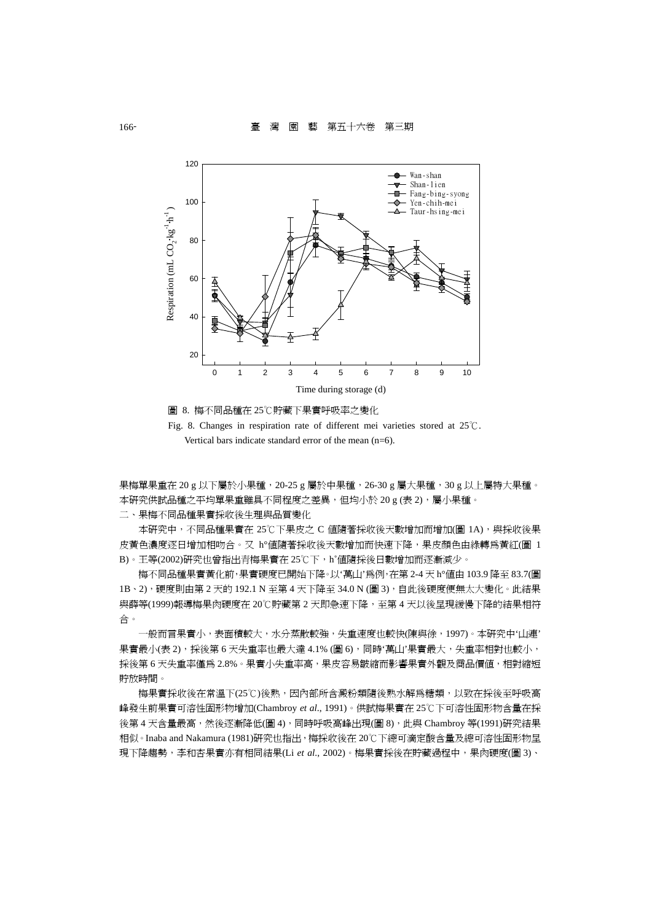圖 8. 梅不同品種在 25℃貯藏下果實呼吸率之變化

Fig. 8. Changes in respiration rate of different mei varieties stored at 25℃. Vertical bars indicate standard error of the mean (n=6).

果梅單果重在 20 g 以下屬於小果種，20-25 g 屬於中果種，26-30 g 屬大果種，30 g 以上屬特大果種。本研究供試品種之平均單果重雖具不同程度之差異，但均小於 20 g (表 2)，屬小果種。

二、果梅不同品種果實採收後生理與品質變化

本研究中，不同品種果實在 25℃下果皮之 C 值隨著採收後天數增加而增加(圖 1A)，與採收後果皮黃色濃度逐日增加相吻合。又 h°值隨著採收後天數增加而快速下降，果皮顏色由綠轉為黃紅(圖 1B)。王等(2002)研究也曾指出青梅果實在 25℃下，h°值隨採後日數增加而逐漸減少。

梅不同品種果實黃化前，果實硬度已開始下降。以'萬山'為例，在第 2-4 天 h°值由 103.9 降至 83.7(圖 1B、2)，硬度則由第 2 天的 192.1 N 至第 4 天下降至 34.0 N (圖 3)，自此後硬度便無太大變化。此結果與薛等(1999)報導梅果肉硬度在 20℃貯藏第 2 天即急速下降，至第 4 天以後呈現緩慢下降的結果相符合。

一般而言果實小，表面積較大，水分蒸散較強，失重速度也較快(陳與徐，1997)。本研究中'山連'果實最小(表 2)，採後第 6 天失重率也最大達 4.1% (圖 6)，同時'萬山'果實最大，失重率相對也較小，採後第 6 天失重率僅為 2.8%。果實小失重率高，果皮容易皺縮而影響果實外觀及商品價值，相對縮短貯放時間。

梅果實採收後在常溫下(25℃)後熟，因內部所含澱粉類隨後熟水解為糖類，以致在採後至呼吸高峰發生前果實可溶性固形物增加(Chambroy *et al*., 1991)。供試梅果實在 25℃下可溶性固形物含量在採後第 4 天含量最高，然後逐漸降低(圖 4)，同時呼吸高峰出現(圖 8)，此與 Chambroy 等(1991)研究結果相似。Inaba and Nakamura (1981)研究也指出，梅採收後在 20℃下總可滴定酸含量及總可溶性固形物呈現下降趨勢，李和杏果實亦有相同結果(Li *et al*., 2002)。梅果實採後在貯藏過程中，果肉硬度(圖 3)、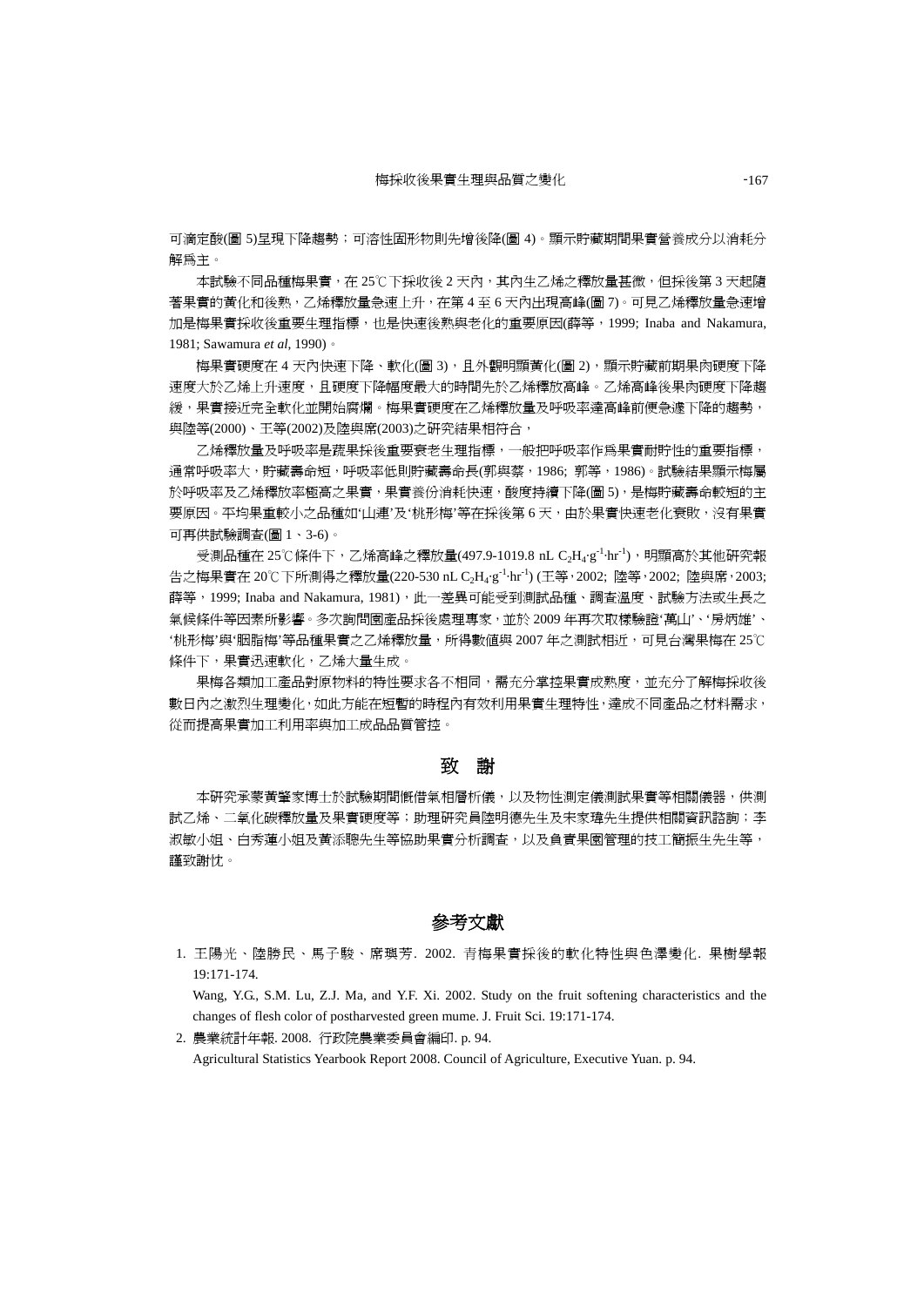可滴定酸(圖 5)呈現下降趨勢；可溶性固形物則先增後降(圖 4)。顯示貯藏期間果實營養成分以消耗分解為主。

本試驗不同品種梅果實，在 25℃下採收後 2 天內，其內生乙烯之釋放量甚微，但採後第 3 天起隨著果實的黃化和後熟，乙烯釋放量急速上升，在第 4 至 6 天內出現高峰(圖 7)。可見乙烯釋放量急速增加是梅果實採收後重要生理指標，也是快速後熟與老化的重要原因(薛等，1999; Inaba and Nakamura, 1981; Sawamura *et al*, 1990)。

梅果實硬度在 4 天內快速下降、軟化(圖 3)，且外觀明顯黃化(圖 2)，顯示貯藏前期果肉硬度下降速度大於乙烯上升速度，且硬度下降幅度最大的時間先於乙烯釋放高峰。乙烯高峰後果肉硬度下降趨緩，果實接近完全軟化並開始腐爛。梅果實硬度在乙烯釋放量及呼吸率達高峰前便急遽下降的趨勢，與陸等(2000)、王等(2002)及陸與席(2003)之研究結果相符合，

乙烯釋放量及呼吸率是蔬果採後重要衰老生理指標，一般把呼吸率作為果實耐貯性的重要指標，通常呼吸率大，貯藏壽命短，呼吸率低則貯藏壽命長(郭與蔡，1986; 郭等，1986)。試驗結果顯示梅屬於呼吸率及乙烯釋放率極高之果實，果實養份消耗快速，酸度持續下降(圖 5)，是梅貯藏壽命較短的主要原因。平均果重較小之品種如'山連'及'桃形梅'等在採後第 6 天，由於果實快速老化衰敗，沒有果實可再供試驗調查(圖 1、3-6)。

受測品種在 25℃條件下，乙烯高峰之釋放量(497.9-1019.8 nL $C_2H_4 \cdot g^{-1} \cdot hr^{-1}$)，明顯高於其他研究報告之梅果實在 20℃下所測得之釋放量(220-530 nL $C_2H_4 \cdot g^{-1} \cdot hr^{-1}$) (王等，2002; 陸等，2002; 陸與席，2003; 薛等，1999; Inaba and Nakamura, 1981)，此一差異可能受到測試品種、調查溫度、試驗方法或生長之氣候條件等因素所影響。多次詢問園產品採後處理專家，並於 2009 年再次取樣驗證'萬山'、'房炳雄'、'桃形梅'與'胭脂梅'等品種果實之乙烯釋放量，所得數值與 2007 年之測試相近，可見台灣果梅在 25℃條件下，果實迅速軟化，乙烯大量生成。

果梅各類加工產品對原物料的特性要求各不相同，需充分掌控果實成熟度，並充分了解梅採收後數日內之激烈生理變化，如此方能在短暫的時程內有效利用果實生理特性，達成不同產品之材料需求，從而提高果實加工利用率與加工成品品質管控。

## 致　謝

本研究承蒙黃肇家博士於試驗期間慨借氣相層析儀，以及物性測定儀測試果實等相關儀器，供測試乙烯、二氧化碳釋放量及果實硬度等；助理研究員陸明德先生及宋家瑋先生提供相關資訊諮詢；李淑敏小姐、白秀蓮小姐及黃添聰先生等協助果實分析調查，以及負責果園管理的技工簡振生先生等，謹致謝忱。

## 參考文獻

1. 王陽光、陸勝民、馬子駿、席璵芳. 2002. 青梅果實採後的軟化特性與色澤變化. 果樹學報 19:171-174.

   Wang, Y.G., S.M. Lu, Z.J. Ma, and Y.F. Xi. 2002. Study on the fruit softening characteristics and the changes of flesh color of postharvested green mume. J. Fruit Sci. 19:171-174.

2. 農業統計年報. 2008. 行政院農業委員會編印. p. 94.

   Agricultural Statistics Yearbook Report 2008. Council of Agriculture, Executive Yuan. p. 94.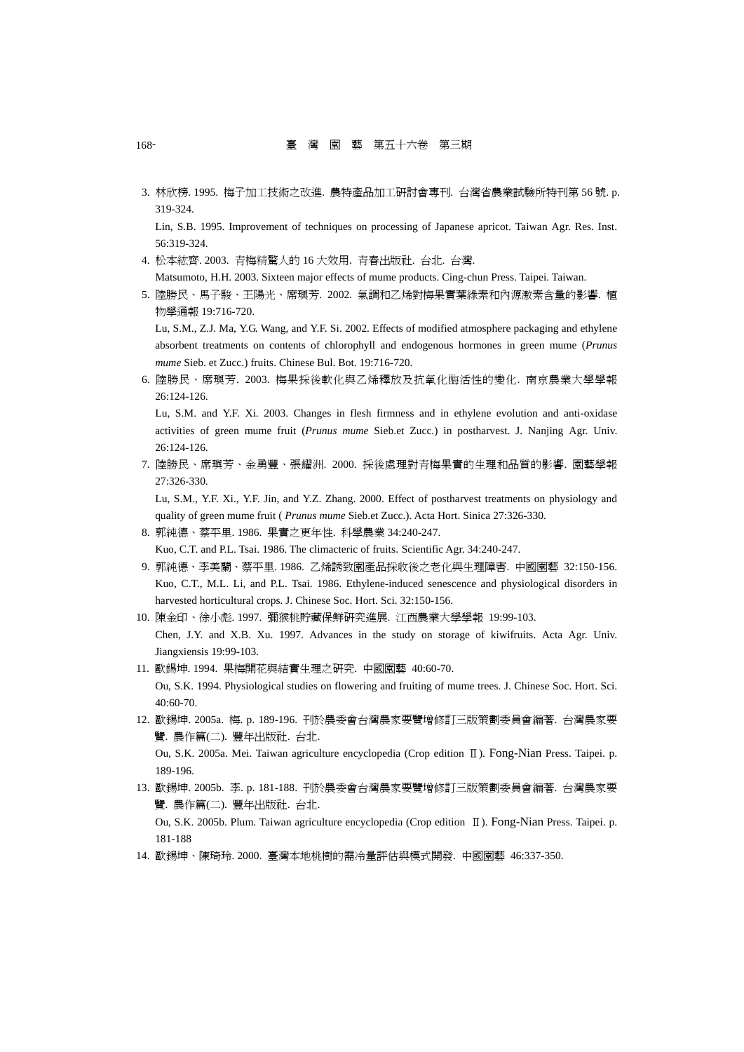3. 林欣榜. 1995. 梅子加工技術之改進. 農特產品加工研討會專刊. 台灣省農業試驗所特刊第 56 號. p. 319-324.

   Lin, S.B. 1995. Improvement of techniques on processing of Japanese apricot. Taiwan Agr. Res. Inst. 56:319-324.

4. 松本紘齊. 2003. 青梅精驚人的 16 大效用. 青春出版社. 台北. 台灣.

   Matsumoto, H.H. 2003. Sixteen major effects of mume products. Cing-chun Press. Taipei. Taiwan.

5. 陸勝民、馬子駿、王陽光、席璵芳. 2002. 氣調和乙烯對梅果實葉綠素和內源激素含量的影響. 植物學通報 19:716-720.

   Lu, S.M., Z.J. Ma, Y.G. Wang, and Y.F. Si. 2002. Effects of modified atmosphere packaging and ethylene absorbent treatments on contents of chlorophyll and endogenous hormones in green mume (*Prunus mume* Sieb. et Zucc.) fruits. Chinese Bul. Bot. 19:716-720.

6. 陸勝民、席璵芳. 2003. 梅果採後軟化與乙烯釋放及抗氧化酶活性的變化. 南京農業大學學報 26:124-126.

   Lu, S.M. and Y.F. Xi. 2003. Changes in flesh firmness and in ethylene evolution and anti-oxidase activities of green mume fruit (*Prunus mume* Sieb.et Zucc.) in postharvest. J. Nanjing Agr. Univ. 26:124-126.

7. 陸勝民、席璵芳、金勇豐、張耀洲. 2000. 採後處理對青梅果實的生理和品質的影響. 園藝學報 27:326-330.

   Lu, S.M., Y.F. Xi., Y.F. Jin, and Y.Z. Zhang. 2000. Effect of postharvest treatments on physiology and quality of green mume fruit ( *Prunus mume* Sieb.et Zucc.). Acta Hort. Sinica 27:326-330.

8. 郭純德、蔡平里. 1986. 果實之更年性. 科學農業 34:240-247.

   Kuo, C.T. and P.L. Tsai. 1986. The climacteric of fruits. Scientific Agr. 34:240-247.

9. 郭純德、李美蘭、蔡平里. 1986. 乙烯誘致園產品採收後之老化與生理障害. 中國園藝 32:150-156.

   Kuo, C.T., M.L. Li, and P.L. Tsai. 1986. Ethylene-induced senescence and physiological disorders in harvested horticultural crops. J. Chinese Soc. Hort. Sci. 32:150-156.

10. 陳金印、徐小彪. 1997. 獼猴桃貯藏保鮮研究進展. 江西農業大學學報 19:99-103.

    Chen, J.Y. and X.B. Xu. 1997. Advances in the study on storage of kiwifruits. Acta Agr. Univ. Jiangxiensis 19:99-103.

11. 歐錫坤. 1994. 果梅開花與結實生理之研究. 中國園藝 40:60-70.

    Ou, S.K. 1994. Physiological studies on flowering and fruiting of mume trees. J. Chinese Soc. Hort. Sci. 40:60-70.

12. 歐錫坤. 2005a. 梅. p. 189-196. 刊於農委會台灣農家要覽增修訂三版策劃委員會編著. 台灣農家要覽. 農作篇(二). 豐年出版社. 台北.

    Ou, S.K. 2005a. Mei. Taiwan agriculture encyclopedia (Crop edition Ⅱ). Fong-Nian Press. Taipei. p. 189-196.

13. 歐錫坤. 2005b. 李. p. 181-188. 刊於農委會台灣農家要覽增修訂三版策劃委員會編著. 台灣農家要覽. 農作篇(二). 豐年出版社. 台北.

    Ou, S.K. 2005b. Plum. Taiwan agriculture encyclopedia (Crop edition Ⅱ). Fong-Nian Press. Taipei. p. 181-188

14. 歐錫坤、陳琦玲. 2000. 臺灣本地桃樹的需冷量評估與模式開發. 中國園藝 46:337-350.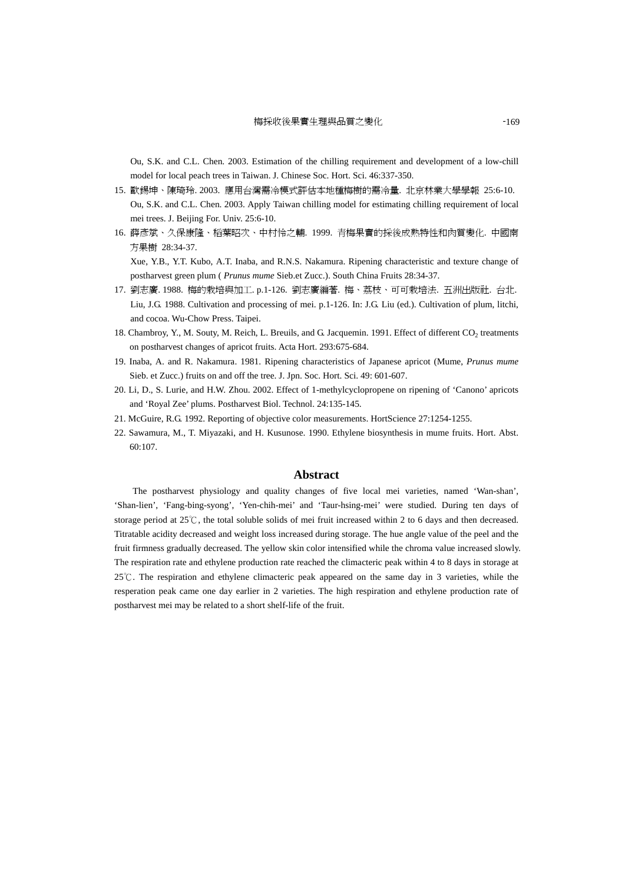Ou, S.K. and C.L. Chen. 2003. Estimation of the chilling requirement and development of a low-chill model for local peach trees in Taiwan. J. Chinese Soc. Hort. Sci. 46:337-350.

15. 歐錫坤、陳琦玲. 2003. 應用台灣需冷模式評估本地種梅樹的需冷量. 北京林業大學學報 25:6-10.
    Ou, S.K. and C.L. Chen. 2003. Apply Taiwan chilling model for estimating chilling requirement of local mei trees. J. Beijing For. Univ. 25:6-10.
16. 薛彥斌、久保康隆、稻葉昭次、中村怜之輔. 1999. 青梅果實的採後成熟特性和肉質變化. 中國南方果樹 28:34-37.
    Xue, Y.B., Y.T. Kubo, A.T. Inaba, and R.N.S. Nakamura. Ripening characteristic and texture change of postharvest green plum ( *Prunus mume* Sieb.et Zucc.). South China Fruits 28:34-37.
17. 劉志廣. 1988. 梅的栽培與加工. p.1-126. 劉志廣編著. 梅、荔枝、可可栽培法. 五洲出版社. 台北.
    Liu, J.G. 1988. Cultivation and processing of mei. p.1-126. In: J.G. Liu (ed.). Cultivation of plum, litchi, and cocoa. Wu-Chow Press. Taipei.
18. Chambroy, Y., M. Souty, M. Reich, L. Breuils, and G. Jacquemin. 1991. Effect of different $CO_2$ treatments on postharvest changes of apricot fruits. Acta Hort. 293:675-684.
19. Inaba, A. and R. Nakamura. 1981. Ripening characteristics of Japanese apricot (Mume, *Prunus mume* Sieb. et Zucc.) fruits on and off the tree. J. Jpn. Soc. Hort. Sci. 49: 601-607.
20. Li, D., S. Lurie, and H.W. Zhou. 2002. Effect of 1-methylcyclopropene on ripening of 'Canono' apricots and 'Royal Zee' plums. Postharvest Biol. Technol. 24:135-145.
21. McGuire, R.G. 1992. Reporting of objective color measurements. HortScience 27:1254-1255.
22. Sawamura, M., T. Miyazaki, and H. Kusunose. 1990. Ethylene biosynthesis in mume fruits. Hort. Abst. 60:107.

## Abstract

The postharvest physiology and quality changes of five local mei varieties, named 'Wan-shan', 'Shan-lien', 'Fang-bing-syong', 'Yen-chih-mei' and 'Taur-hsing-mei' were studied. During ten days of storage period at 25℃, the total soluble solids of mei fruit increased within 2 to 6 days and then decreased. Titratable acidity decreased and weight loss increased during storage. The hue angle value of the peel and the fruit firmness gradually decreased. The yellow skin color intensified while the chroma value increased slowly. The respiration rate and ethylene production rate reached the climacteric peak within 4 to 8 days in storage at 25℃. The respiration and ethylene climacteric peak appeared on the same day in 3 varieties, while the resperation peak came one day earlier in 2 varieties. The high respiration and ethylene production rate of postharvest mei may be related to a short shelf-life of the fruit.